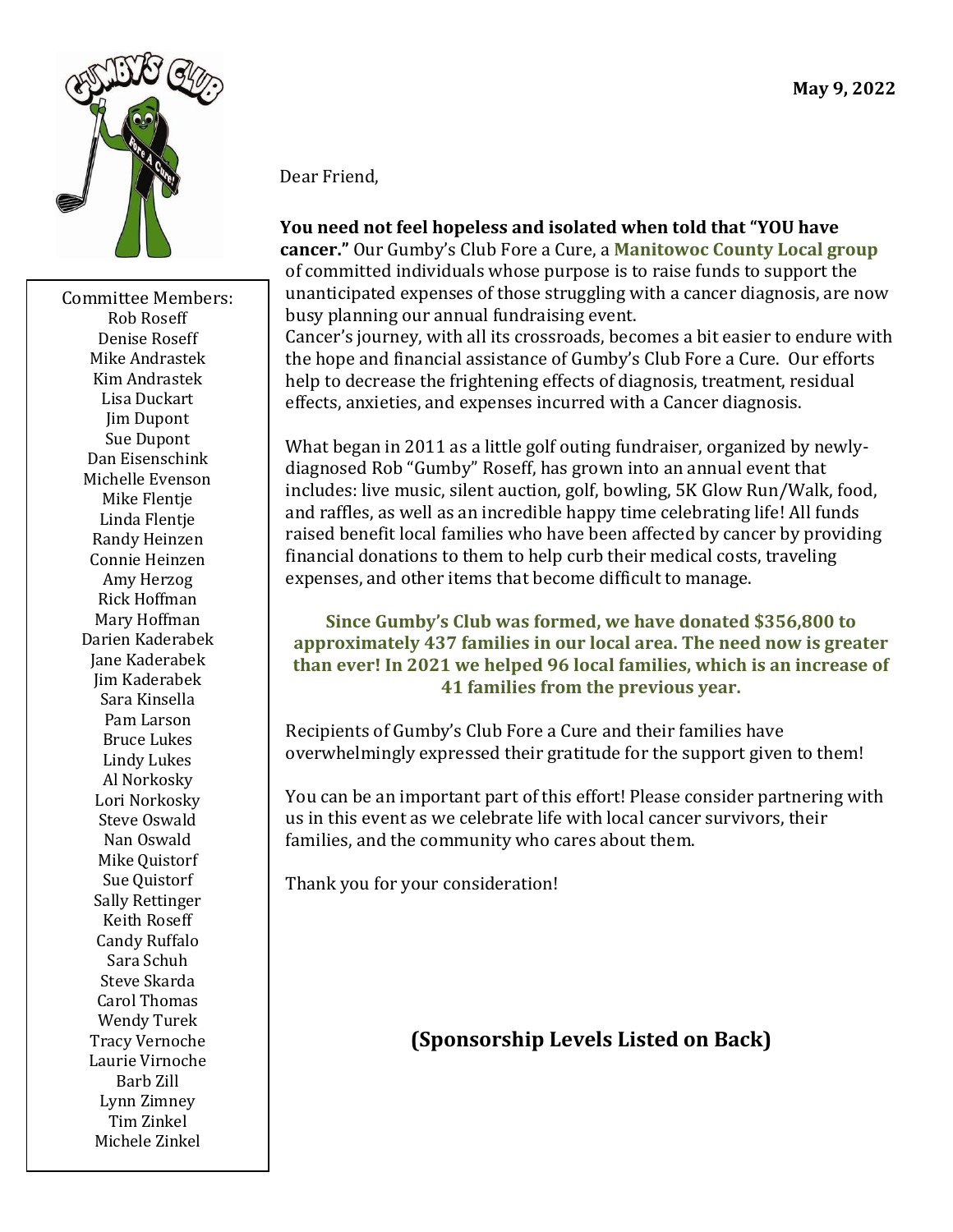May 9, 2022

Committee Members:
Rob Roseff
Denise Roseff
Mike Andrastek
Kim Andrastek
Lisa Duckart
Jim Dupont
Sue Dupont
Dan Eisenschink
Michelle Evenson
Mike Flentje
Linda Flentje
Randy Heinzen
Connie Heinzen
Amy Herzog
Rick Hoffman
Mary Hoffman
Darien Kaderabek
Jane Kaderabek
Jim Kaderabek
Sara Kinsella
Pam Larson
Bruce Lukes
Lindy Lukes
Al Norkosky
Lori Norkosky
Steve Oswald
Nan Oswald
Mike Quistorf
Sue Quistorf
Sally Rettinger
Keith Roseff
Candy Ruffalo
Sara Schuh
Steve Skarda
Carol Thomas
Wendy Turek
Tracy Vernoche
Laurie Virnoche
Barb Zill
Lynn Zimney
Tim Zinkel
Michele Zinkel

Dear Friend,

**You need not feel hopeless and isolated when told that "YOU have cancer."** Our Gumby's Club Fore a Cure, a **Manitowoc County Local group** of committed individuals whose purpose is to raise funds to support the unanticipated expenses of those struggling with a cancer diagnosis, are now busy planning our annual fundraising event.
Cancer's journey, with all its crossroads, becomes a bit easier to endure with the hope and financial assistance of Gumby's Club Fore a Cure. Our efforts help to decrease the frightening effects of diagnosis, treatment, residual effects, anxieties, and expenses incurred with a Cancer diagnosis.

What began in 2011 as a little golf outing fundraiser, organized by newly-diagnosed Rob "Gumby" Roseff, has grown into an annual event that includes: live music, silent auction, golf, bowling, 5K Glow Run/Walk, food, and raffles, as well as an incredible happy time celebrating life! All funds raised benefit local families who have been affected by cancer by providing financial donations to them to help curb their medical costs, traveling expenses, and other items that become difficult to manage.

**Since Gumby's Club was formed, we have donated $356,800 to approximately 437 families in our local area. The need now is greater than ever! In 2021 we helped 96 local families, which is an increase of 41 families from the previous year.**

Recipients of Gumby's Club Fore a Cure and their families have overwhelmingly expressed their gratitude for the support given to them!

You can be an important part of this effort! Please consider partnering with us in this event as we celebrate life with local cancer survivors, their families, and the community who cares about them.

Thank you for your consideration!

**(Sponsorship Levels Listed on Back)**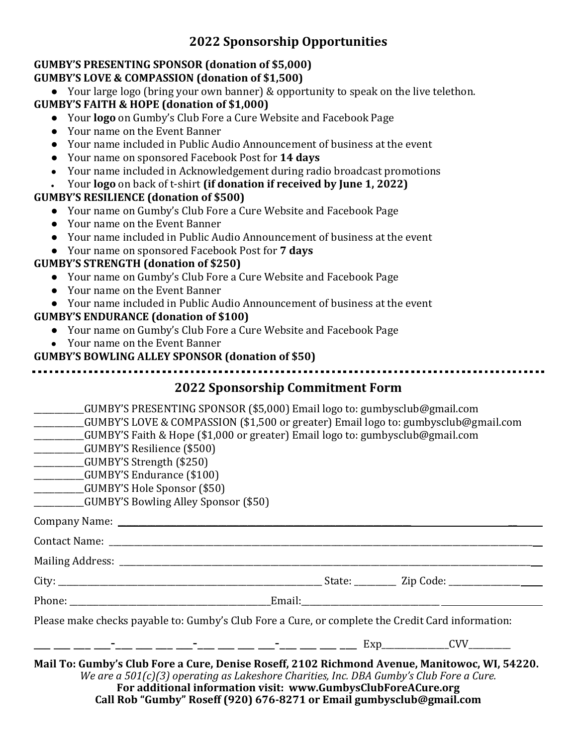## 2022 Sponsorship Opportunities

**GUMBY'S PRESENTING SPONSOR (donation of $5,000)**
**GUMBY'S LOVE & COMPASSION (donation of $1,500)**

- Your large logo (bring your own banner) & opportunity to speak on the live telethon.

**GUMBY'S FAITH & HOPE (donation of $1,000)**

- Your **logo** on Gumby's Club Fore a Cure Website and Facebook Page
- Your name on the Event Banner
- Your name included in Public Audio Announcement of business at the event
- Your name on sponsored Facebook Post for **14 days**
- Your name included in Acknowledgement during radio broadcast promotions
- Your **logo** on back of t-shirt **(if donation if received by June 1, 2022)**

**GUMBY'S RESILIENCE (donation of $500)**

- Your name on Gumby's Club Fore a Cure Website and Facebook Page
- Your name on the Event Banner
- Your name included in Public Audio Announcement of business at the event
- Your name on sponsored Facebook Post for **7 days**

**GUMBY'S STRENGTH (donation of $250)**

- Your name on Gumby's Club Fore a Cure Website and Facebook Page
- Your name on the Event Banner
- Your name included in Public Audio Announcement of business at the event

**GUMBY'S ENDURANCE (donation of $100)**

- Your name on Gumby's Club Fore a Cure Website and Facebook Page
- Your name on the Event Banner

**GUMBY'S BOWLING ALLEY SPONSOR (donation of $50)**

---

## 2022 Sponsorship Commitment Form

\_\_\_\_\_\_\_\_\_\_\_GUMBY'S PRESENTING SPONSOR ($5,000) Email logo to: gumbysclub@gmail.com
\_\_\_\_\_\_\_\_\_\_\_GUMBY'S LOVE & COMPASSION ($1,500 or greater) Email logo to: gumbysclub@gmail.com
\_\_\_\_\_\_\_\_\_\_\_GUMBY'S Faith & Hope ($1,000 or greater) Email logo to: gumbysclub@gmail.com
\_\_\_\_\_\_\_\_\_\_\_GUMBY'S Resilience ($500)
\_\_\_\_\_\_\_\_\_\_\_GUMBY'S Strength ($250)
\_\_\_\_\_\_\_\_\_\_\_GUMBY'S Endurance ($100)
\_\_\_\_\_\_\_\_\_\_\_GUMBY'S Hole Sponsor ($50)
\_\_\_\_\_\_\_\_\_\_\_GUMBY'S Bowling Alley Sponsor ($50)

Company Name: \_\_\_\_\_\_\_\_\_\_\_\_\_\_\_\_\_\_\_\_\_\_\_\_\_\_\_\_\_\_\_\_\_\_\_\_\_\_\_\_\_\_\_\_\_\_\_\_\_\_

Contact Name: \_\_\_\_\_\_\_\_\_\_\_\_\_\_\_\_\_\_\_\_\_\_\_\_\_\_\_\_\_\_\_\_\_\_\_\_\_\_\_\_\_\_\_\_\_\_\_\_\_\_

Mailing Address: \_\_\_\_\_\_\_\_\_\_\_\_\_\_\_\_\_\_\_\_\_\_\_\_\_\_\_\_\_\_\_\_\_\_\_\_\_\_\_\_\_\_\_\_\_\_\_\_

City: \_\_\_\_\_\_\_\_\_\_\_\_\_\_\_\_\_\_\_\_\_\_\_\_\_\_\_\_\_\_\_\_ State: \_\_\_\_\_\_\_\_ Zip Code: \_\_\_\_\_\_\_\_\_\_\_\_

Phone: \_\_\_\_\_\_\_\_\_\_\_\_\_\_\_\_\_\_\_\_\_\_\_\_\_\_\_\_Email:\_\_\_\_\_\_\_\_\_\_\_\_\_\_\_\_\_\_\_\_\_\_\_\_\_\_\_\_

Please make checks payable to: Gumby's Club Fore a Cure, or complete the Credit Card information:

\_\_\_ \_\_\_ \_\_\_ \_\_\_-\_\_\_ \_\_\_ \_\_\_ \_\_\_-\_\_\_ \_\_\_ \_\_\_ \_\_\_-\_\_\_ \_\_\_ \_\_\_ \_\_\_ Exp\_\_\_\_\_\_\_\_\_\_\_\_CVV\_\_\_\_\_\_\_\_

**Mail To: Gumby's Club Fore a Cure, Denise Roseff, 2102 Richmond Avenue, Manitowoc, WI, 54220.**
*We are a 501(c)(3) operating as Lakeshore Charities, Inc. DBA Gumby's Club Fore a Cure.*
**For additional information visit: www.GumbysClubForeACure.org**
**Call Rob "Gumby" Roseff (920) 676-8271 or Email gumbysclub@gmail.com**